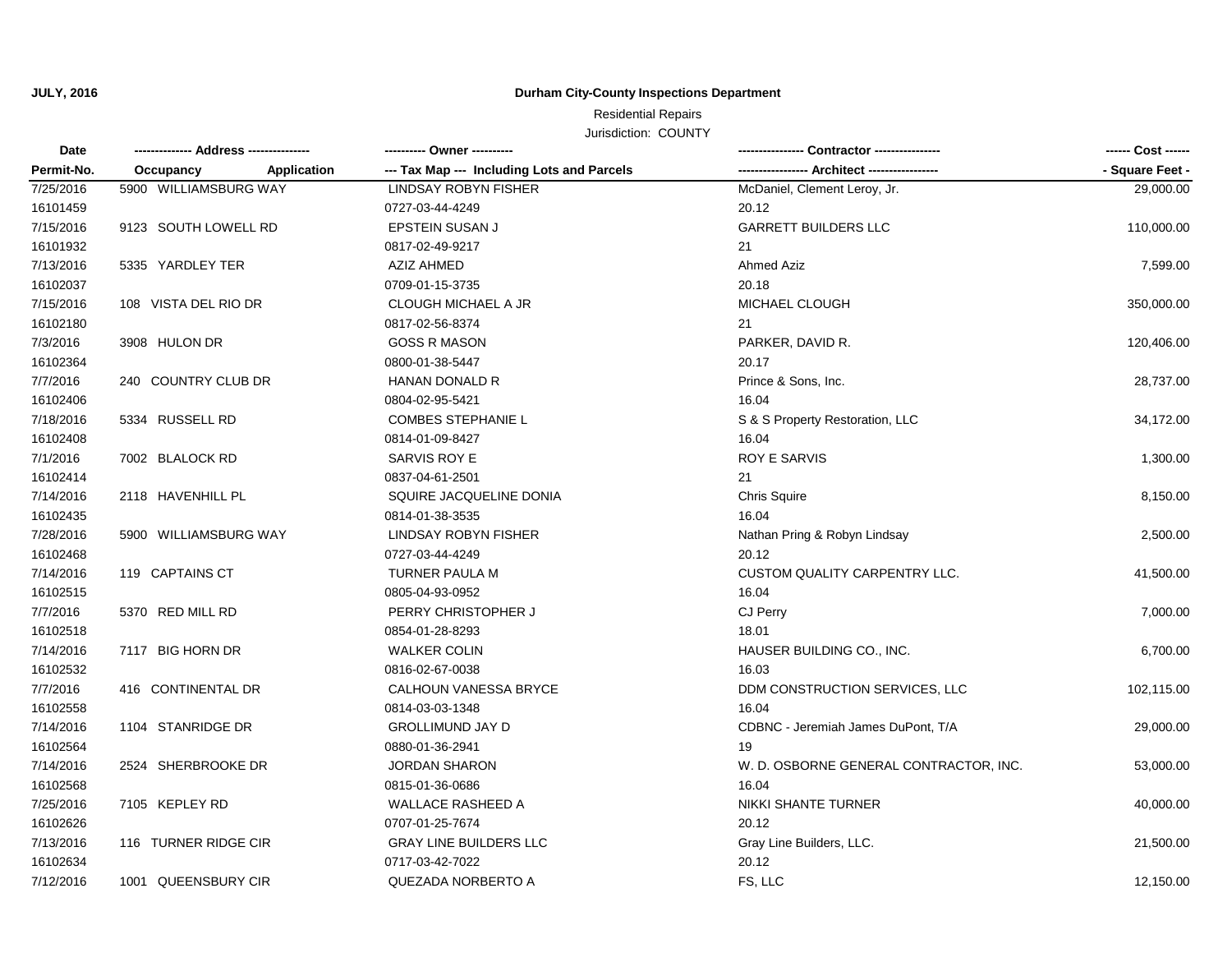**JULY, 2016**

**Durham City-County Inspections Department**

Residential Repairs

Jurisdiction: COUNTY

| Date / Permit-No. | Address / Occupancy / Application | Owner / Tax Map --- Including Lots and Parcels | Contractor / Architect | Cost / Square Feet |
|---|---|---|---|---|
| 7/25/2016 | 5900 WILLIAMSBURG WAY | LINDSAY ROBYN FISHER | McDaniel, Clement Leroy, Jr. | 29,000.00 |
| 16101459 | | 0727-03-44-4249 | 20.12 | |
| 7/15/2016 | 9123 SOUTH LOWELL RD | EPSTEIN SUSAN J | GARRETT BUILDERS LLC | 110,000.00 |
| 16101932 | | 0817-02-49-9217 | 21 | |
| 7/13/2016 | 5335 YARDLEY TER | AZIZ AHMED | Ahmed Aziz | 7,599.00 |
| 16102037 | | 0709-01-15-3735 | 20.18 | |
| 7/15/2016 | 108 VISTA DEL RIO DR | CLOUGH MICHAEL A JR | MICHAEL CLOUGH | 350,000.00 |
| 16102180 | | 0817-02-56-8374 | 21 | |
| 7/3/2016 | 3908 HULON DR | GOSS R MASON | PARKER, DAVID R. | 120,406.00 |
| 16102364 | | 0800-01-38-5447 | 20.17 | |
| 7/7/2016 | 240 COUNTRY CLUB DR | HANAN DONALD R | Prince & Sons, Inc. | 28,737.00 |
| 16102406 | | 0804-02-95-5421 | 16.04 | |
| 7/18/2016 | 5334 RUSSELL RD | COMBES STEPHANIE L | S & S Property Restoration, LLC | 34,172.00 |
| 16102408 | | 0814-01-09-8427 | 16.04 | |
| 7/1/2016 | 7002 BLALOCK RD | SARVIS ROY E | ROY E SARVIS | 1,300.00 |
| 16102414 | | 0837-04-61-2501 | 21 | |
| 7/14/2016 | 2118 HAVENHILL PL | SQUIRE JACQUELINE DONIA | Chris Squire | 8,150.00 |
| 16102435 | | 0814-01-38-3535 | 16.04 | |
| 7/28/2016 | 5900 WILLIAMSBURG WAY | LINDSAY ROBYN FISHER | Nathan Pring & Robyn Lindsay | 2,500.00 |
| 16102468 | | 0727-03-44-4249 | 20.12 | |
| 7/14/2016 | 119 CAPTAINS CT | TURNER PAULA M | CUSTOM QUALITY CARPENTRY LLC. | 41,500.00 |
| 16102515 | | 0805-04-93-0952 | 16.04 | |
| 7/7/2016 | 5370 RED MILL RD | PERRY CHRISTOPHER J | CJ Perry | 7,000.00 |
| 16102518 | | 0854-01-28-8293 | 18.01 | |
| 7/14/2016 | 7117 BIG HORN DR | WALKER COLIN | HAUSER BUILDING CO., INC. | 6,700.00 |
| 16102532 | | 0816-02-67-0038 | 16.03 | |
| 7/7/2016 | 416 CONTINENTAL DR | CALHOUN VANESSA BRYCE | DDM CONSTRUCTION SERVICES, LLC | 102,115.00 |
| 16102558 | | 0814-03-03-1348 | 16.04 | |
| 7/14/2016 | 1104 STANRIDGE DR | GROLLIMUND JAY D | CDBNC - Jeremiah James DuPont, T/A | 29,000.00 |
| 16102564 | | 0880-01-36-2941 | 19 | |
| 7/14/2016 | 2524 SHERBROOKE DR | JORDAN SHARON | W. D. OSBORNE GENERAL CONTRACTOR, INC. | 53,000.00 |
| 16102568 | | 0815-01-36-0686 | 16.04 | |
| 7/25/2016 | 7105 KEPLEY RD | WALLACE RASHEED A | NIKKI SHANTE TURNER | 40,000.00 |
| 16102626 | | 0707-01-25-7674 | 20.12 | |
| 7/13/2016 | 116 TURNER RIDGE CIR | GRAY LINE BUILDERS LLC | Gray Line Builders, LLC. | 21,500.00 |
| 16102634 | | 0717-03-42-7022 | 20.12 | |
| 7/12/2016 | 1001 QUEENSBURY CIR | QUEZADA NORBERTO A | FS, LLC | 12,150.00 |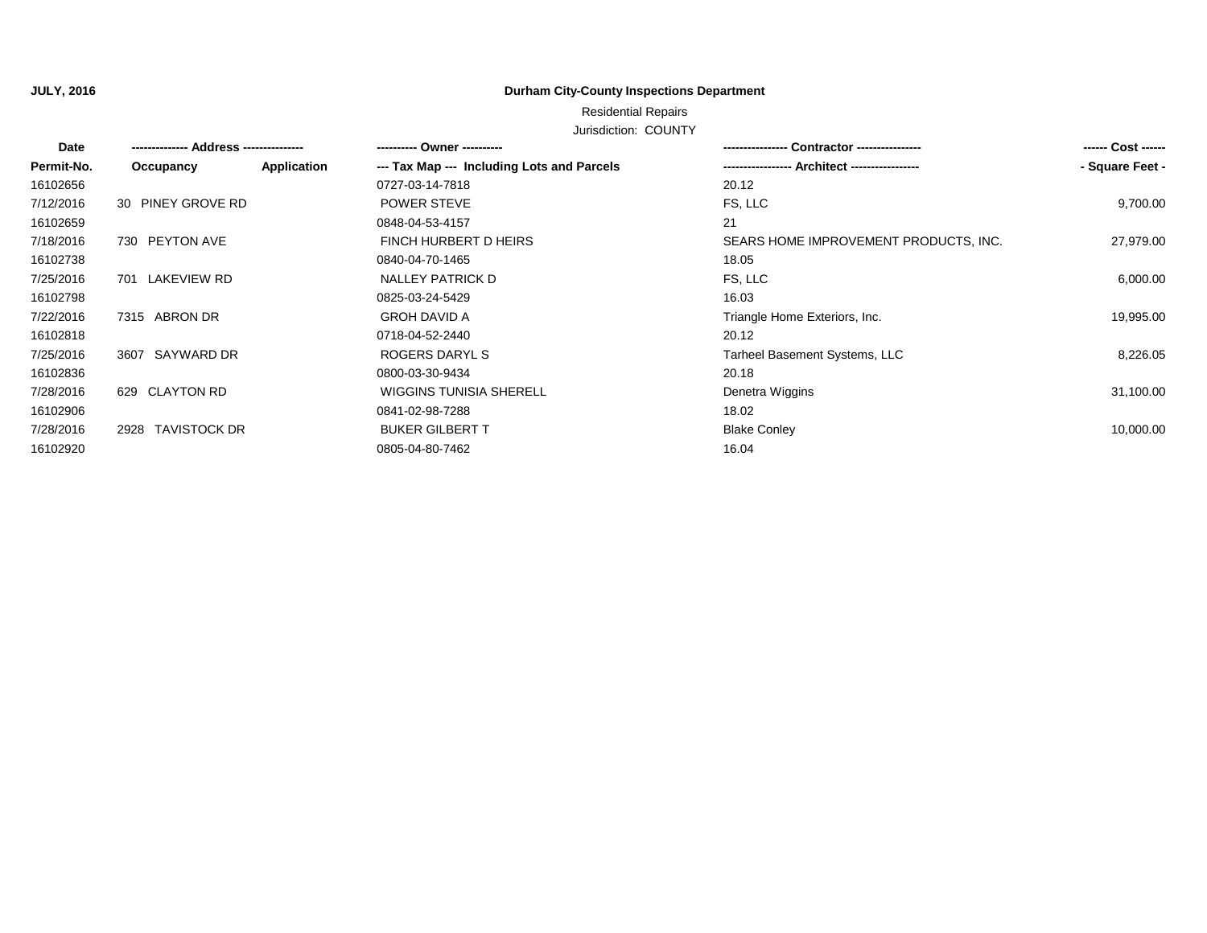**JULY, 2016**

## Durham City-County Inspections Department

Residential Repairs

Jurisdiction: COUNTY

| Date | -------------- Address --------------- | | ---------- Owner ---------- | ---------------- Contractor ---------------- | ------ Cost ------ |
|---|---|---|---|---|---|
| Permit-No. | Occupancy | Application | --- Tax Map --- Including Lots and Parcels | ----------------- Architect ----------------- | - Square Feet - |
| 16102656 | | | 0727-03-14-7818 | 20.12 | |
| 7/12/2016 | 30 PINEY GROVE RD | | POWER STEVE | FS, LLC | 9,700.00 |
| 16102659 | | | 0848-04-53-4157 | 21 | |
| 7/18/2016 | 730 PEYTON AVE | | FINCH HURBERT D HEIRS | SEARS HOME IMPROVEMENT PRODUCTS, INC. | 27,979.00 |
| 16102738 | | | 0840-04-70-1465 | 18.05 | |
| 7/25/2016 | 701 LAKEVIEW RD | | NALLEY PATRICK D | FS, LLC | 6,000.00 |
| 16102798 | | | 0825-03-24-5429 | 16.03 | |
| 7/22/2016 | 7315 ABRON DR | | GROH DAVID A | Triangle Home Exteriors, Inc. | 19,995.00 |
| 16102818 | | | 0718-04-52-2440 | 20.12 | |
| 7/25/2016 | 3607 SAYWARD DR | | ROGERS DARYL S | Tarheel Basement Systems, LLC | 8,226.05 |
| 16102836 | | | 0800-03-30-9434 | 20.18 | |
| 7/28/2016 | 629 CLAYTON RD | | WIGGINS TUNISIA SHERELL | Denetra Wiggins | 31,100.00 |
| 16102906 | | | 0841-02-98-7288 | 18.02 | |
| 7/28/2016 | 2928 TAVISTOCK DR | | BUKER GILBERT T | Blake Conley | 10,000.00 |
| 16102920 | | | 0805-04-80-7462 | 16.04 | |